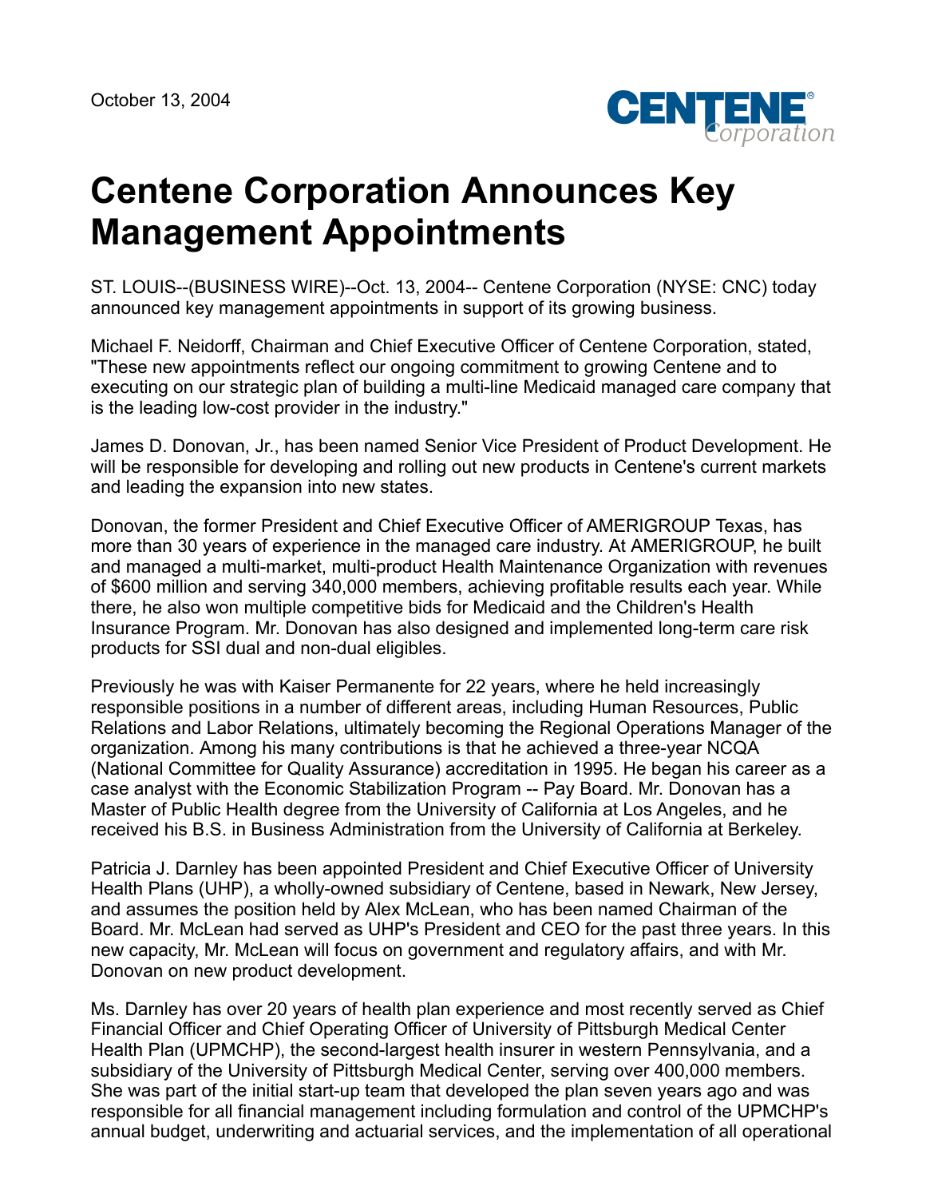October 13, 2004

# Centene Corporation Announces Key Management Appointments

ST. LOUIS--(BUSINESS WIRE)--Oct. 13, 2004-- Centene Corporation (NYSE: CNC) today announced key management appointments in support of its growing business.

Michael F. Neidorff, Chairman and Chief Executive Officer of Centene Corporation, stated, "These new appointments reflect our ongoing commitment to growing Centene and to executing on our strategic plan of building a multi-line Medicaid managed care company that is the leading low-cost provider in the industry."

James D. Donovan, Jr., has been named Senior Vice President of Product Development. He will be responsible for developing and rolling out new products in Centene's current markets and leading the expansion into new states.

Donovan, the former President and Chief Executive Officer of AMERIGROUP Texas, has more than 30 years of experience in the managed care industry. At AMERIGROUP, he built and managed a multi-market, multi-product Health Maintenance Organization with revenues of $600 million and serving 340,000 members, achieving profitable results each year. While there, he also won multiple competitive bids for Medicaid and the Children's Health Insurance Program. Mr. Donovan has also designed and implemented long-term care risk products for SSI dual and non-dual eligibles.

Previously he was with Kaiser Permanente for 22 years, where he held increasingly responsible positions in a number of different areas, including Human Resources, Public Relations and Labor Relations, ultimately becoming the Regional Operations Manager of the organization. Among his many contributions is that he achieved a three-year NCQA (National Committee for Quality Assurance) accreditation in 1995. He began his career as a case analyst with the Economic Stabilization Program -- Pay Board. Mr. Donovan has a Master of Public Health degree from the University of California at Los Angeles, and he received his B.S. in Business Administration from the University of California at Berkeley.

Patricia J. Darnley has been appointed President and Chief Executive Officer of University Health Plans (UHP), a wholly-owned subsidiary of Centene, based in Newark, New Jersey, and assumes the position held by Alex McLean, who has been named Chairman of the Board. Mr. McLean had served as UHP's President and CEO for the past three years. In this new capacity, Mr. McLean will focus on government and regulatory affairs, and with Mr. Donovan on new product development.

Ms. Darnley has over 20 years of health plan experience and most recently served as Chief Financial Officer and Chief Operating Officer of University of Pittsburgh Medical Center Health Plan (UPMCHP), the second-largest health insurer in western Pennsylvania, and a subsidiary of the University of Pittsburgh Medical Center, serving over 400,000 members. She was part of the initial start-up team that developed the plan seven years ago and was responsible for all financial management including formulation and control of the UPMCHP's annual budget, underwriting and actuarial services, and the implementation of all operational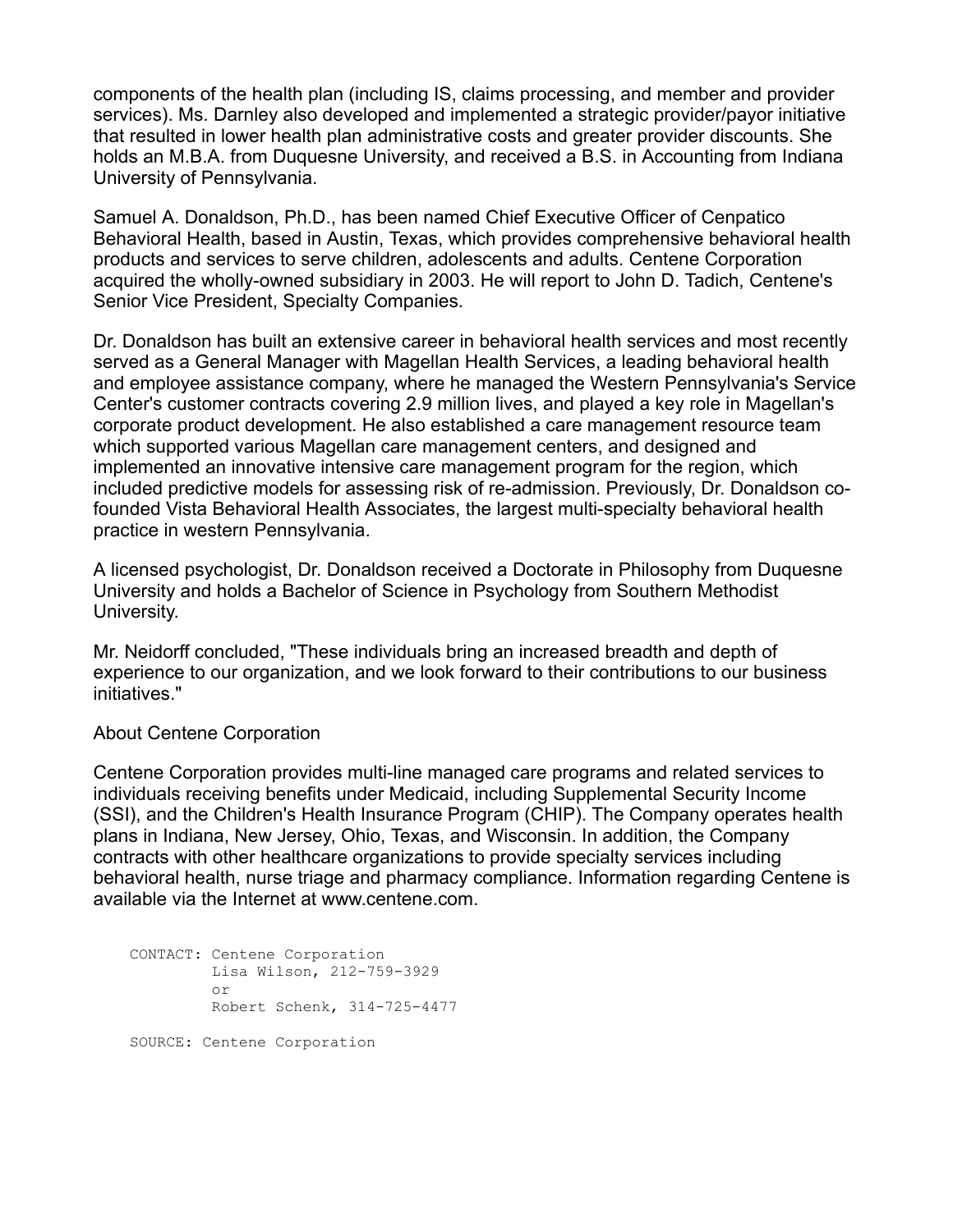components of the health plan (including IS, claims processing, and member and provider services). Ms. Darnley also developed and implemented a strategic provider/payor initiative that resulted in lower health plan administrative costs and greater provider discounts. She holds an M.B.A. from Duquesne University, and received a B.S. in Accounting from Indiana University of Pennsylvania.

Samuel A. Donaldson, Ph.D., has been named Chief Executive Officer of Cenpatico Behavioral Health, based in Austin, Texas, which provides comprehensive behavioral health products and services to serve children, adolescents and adults. Centene Corporation acquired the wholly-owned subsidiary in 2003. He will report to John D. Tadich, Centene's Senior Vice President, Specialty Companies.

Dr. Donaldson has built an extensive career in behavioral health services and most recently served as a General Manager with Magellan Health Services, a leading behavioral health and employee assistance company, where he managed the Western Pennsylvania's Service Center's customer contracts covering 2.9 million lives, and played a key role in Magellan's corporate product development. He also established a care management resource team which supported various Magellan care management centers, and designed and implemented an innovative intensive care management program for the region, which included predictive models for assessing risk of re-admission. Previously, Dr. Donaldson co-founded Vista Behavioral Health Associates, the largest multi-specialty behavioral health practice in western Pennsylvania.

A licensed psychologist, Dr. Donaldson received a Doctorate in Philosophy from Duquesne University and holds a Bachelor of Science in Psychology from Southern Methodist University.

Mr. Neidorff concluded, "These individuals bring an increased breadth and depth of experience to our organization, and we look forward to their contributions to our business initiatives."

About Centene Corporation

Centene Corporation provides multi-line managed care programs and related services to individuals receiving benefits under Medicaid, including Supplemental Security Income (SSI), and the Children's Health Insurance Program (CHIP). The Company operates health plans in Indiana, New Jersey, Ohio, Texas, and Wisconsin. In addition, the Company contracts with other healthcare organizations to provide specialty services including behavioral health, nurse triage and pharmacy compliance. Information regarding Centene is available via the Internet at www.centene.com.

```
CONTACT: Centene Corporation
         Lisa Wilson, 212-759-3929
         or
         Robert Schenk, 314-725-4477

SOURCE: Centene Corporation
```